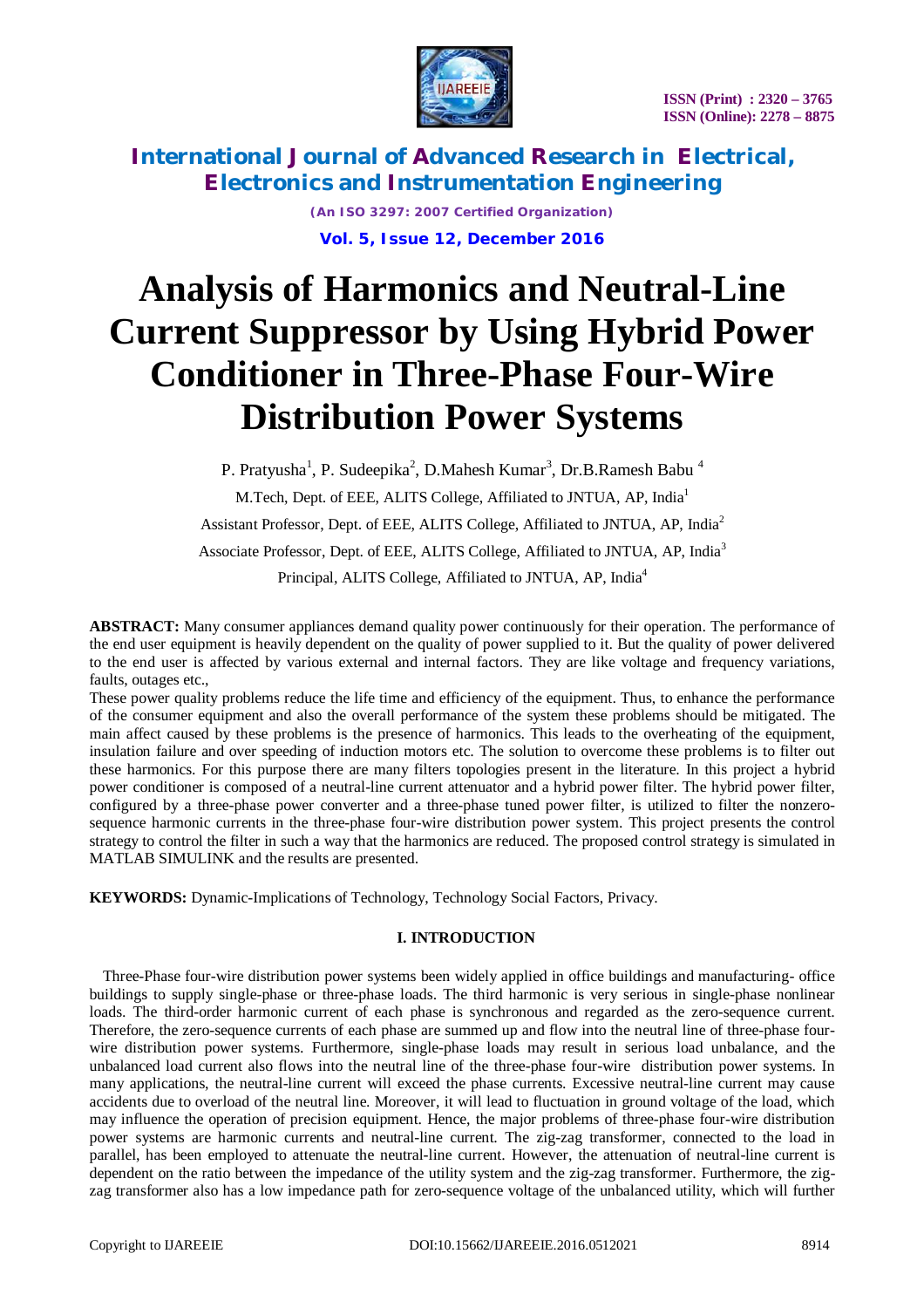# Analysis of Harmonics and Neutral-Line Current Suppressor by Using Hybrid Power Conditioner in Three-Phase Four-Wire Distribution Power Systems

P. Pratyusha[1], P. Sudeepika[2], D.Mahesh Kumar[3], Dr.B.Ramesh Babu [4]

M.Tech, Dept. of EEE, ALITS College, Affiliated to JNTUA, AP, India[1]

Assistant Professor, Dept. of EEE, ALITS College, Affiliated to JNTUA, AP, India[2]

Associate Professor, Dept. of EEE, ALITS College, Affiliated to JNTUA, AP, India[3]

Principal, ALITS College, Affiliated to JNTUA, AP, India[4]

**ABSTRACT:** Many consumer appliances demand quality power continuously for their operation. The performance of the end user equipment is heavily dependent on the quality of power supplied to it. But the quality of power delivered to the end user is affected by various external and internal factors. They are like voltage and frequency variations, faults, outages etc.,

These power quality problems reduce the life time and efficiency of the equipment. Thus, to enhance the performance of the consumer equipment and also the overall performance of the system these problems should be mitigated. The main affect caused by these problems is the presence of harmonics. This leads to the overheating of the equipment, insulation failure and over speeding of induction motors etc. The solution to overcome these problems is to filter out these harmonics. For this purpose there are many filters topologies present in the literature. In this project a hybrid power conditioner is composed of a neutral-line current attenuator and a hybrid power filter. The hybrid power filter, configured by a three-phase power converter and a three-phase tuned power filter, is utilized to filter the nonzero-sequence harmonic currents in the three-phase four-wire distribution power system. This project presents the control strategy to control the filter in such a way that the harmonics are reduced. The proposed control strategy is simulated in MATLAB SIMULINK and the results are presented.

**KEYWORDS:** Dynamic-Implications of Technology, Technology Social Factors, Privacy.

## I. INTRODUCTION

Three-Phase four-wire distribution power systems been widely applied in office buildings and manufacturing- office buildings to supply single-phase or three-phase loads. The third harmonic is very serious in single-phase nonlinear loads. The third-order harmonic current of each phase is synchronous and regarded as the zero-sequence current. Therefore, the zero-sequence currents of each phase are summed up and flow into the neutral line of three-phase four-wire distribution power systems. Furthermore, single-phase loads may result in serious load unbalance, and the unbalanced load current also flows into the neutral line of the three-phase four-wire distribution power systems. In many applications, the neutral-line current will exceed the phase currents. Excessive neutral-line current may cause accidents due to overload of the neutral line. Moreover, it will lead to fluctuation in ground voltage of the load, which may influence the operation of precision equipment. Hence, the major problems of three-phase four-wire distribution power systems are harmonic currents and neutral-line current. The zig-zag transformer, connected to the load in parallel, has been employed to attenuate the neutral-line current. However, the attenuation of neutral-line current is dependent on the ratio between the impedance of the utility system and the zig-zag transformer. Furthermore, the zig-zag transformer also has a low impedance path for zero-sequence voltage of the unbalanced utility, which will further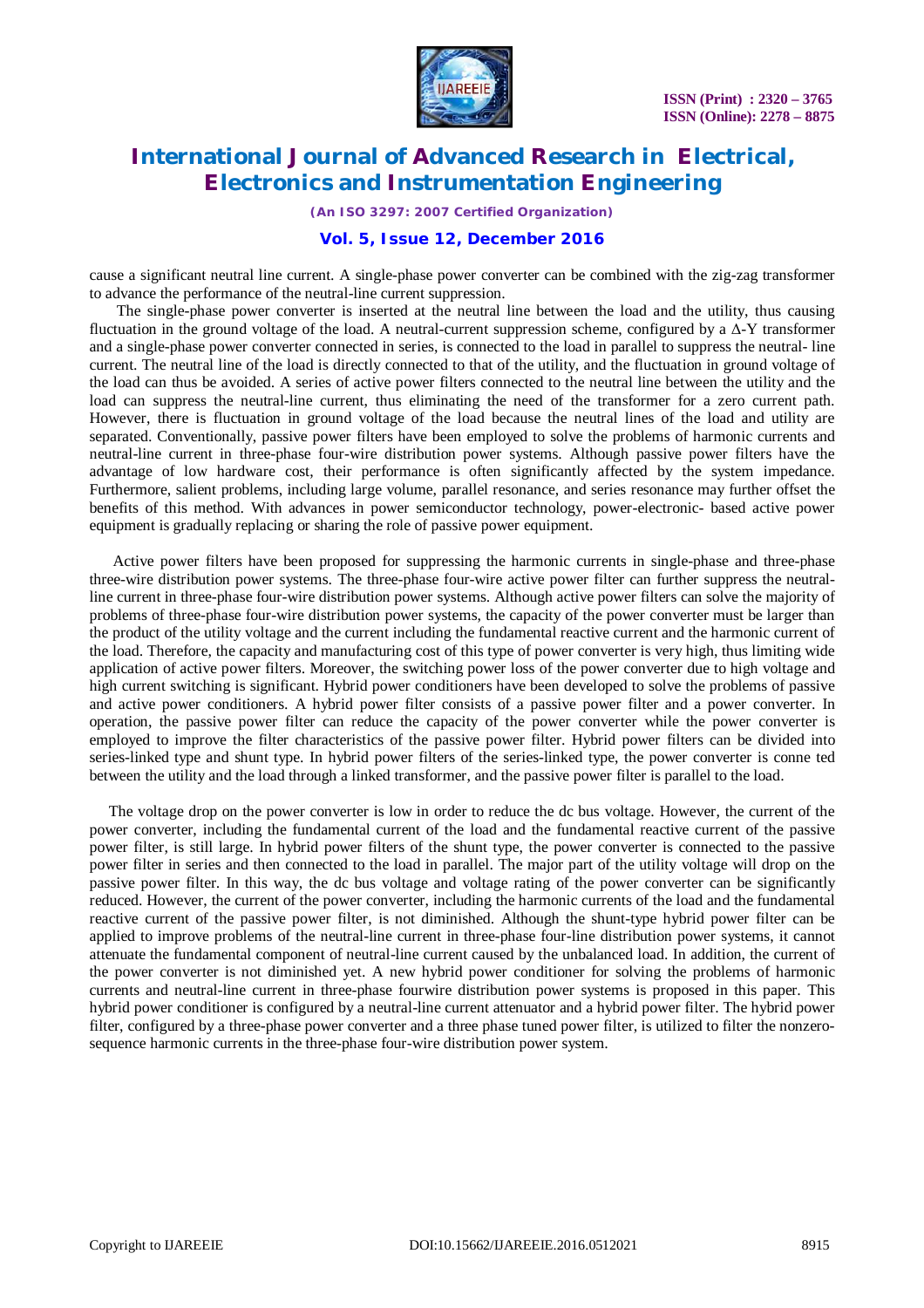cause a significant neutral line current. A single-phase power converter can be combined with the zig-zag transformer to advance the performance of the neutral-line current suppression.

The single-phase power converter is inserted at the neutral line between the load and the utility, thus causing fluctuation in the ground voltage of the load. A neutral-current suppression scheme, configured by a Δ-Y transformer and a single-phase power converter connected in series, is connected to the load in parallel to suppress the neutral- line current. The neutral line of the load is directly connected to that of the utility, and the fluctuation in ground voltage of the load can thus be avoided. A series of active power filters connected to the neutral line between the utility and the load can suppress the neutral-line current, thus eliminating the need of the transformer for a zero current path. However, there is fluctuation in ground voltage of the load because the neutral lines of the load and utility are separated. Conventionally, passive power filters have been employed to solve the problems of harmonic currents and neutral-line current in three-phase four-wire distribution power systems. Although passive power filters have the advantage of low hardware cost, their performance is often significantly affected by the system impedance. Furthermore, salient problems, including large volume, parallel resonance, and series resonance may further offset the benefits of this method. With advances in power semiconductor technology, power-electronic- based active power equipment is gradually replacing or sharing the role of passive power equipment.

Active power filters have been proposed for suppressing the harmonic currents in single-phase and three-phase three-wire distribution power systems. The three-phase four-wire active power filter can further suppress the neutral-line current in three-phase four-wire distribution power systems. Although active power filters can solve the majority of problems of three-phase four-wire distribution power systems, the capacity of the power converter must be larger than the product of the utility voltage and the current including the fundamental reactive current and the harmonic current of the load. Therefore, the capacity and manufacturing cost of this type of power converter is very high, thus limiting wide application of active power filters. Moreover, the switching power loss of the power converter due to high voltage and high current switching is significant. Hybrid power conditioners have been developed to solve the problems of passive and active power conditioners. A hybrid power filter consists of a passive power filter and a power converter. In operation, the passive power filter can reduce the capacity of the power converter while the power converter is employed to improve the filter characteristics of the passive power filter. Hybrid power filters can be divided into series-linked type and shunt type. In hybrid power filters of the series-linked type, the power converter is conne ted between the utility and the load through a linked transformer, and the passive power filter is parallel to the load.

The voltage drop on the power converter is low in order to reduce the dc bus voltage. However, the current of the power converter, including the fundamental current of the load and the fundamental reactive current of the passive power filter, is still large. In hybrid power filters of the shunt type, the power converter is connected to the passive power filter in series and then connected to the load in parallel. The major part of the utility voltage will drop on the passive power filter. In this way, the dc bus voltage and voltage rating of the power converter can be significantly reduced. However, the current of the power converter, including the harmonic currents of the load and the fundamental reactive current of the passive power filter, is not diminished. Although the shunt-type hybrid power filter can be applied to improve problems of the neutral-line current in three-phase four-line distribution power systems, it cannot attenuate the fundamental component of neutral-line current caused by the unbalanced load. In addition, the current of the power converter is not diminished yet. A new hybrid power conditioner for solving the problems of harmonic currents and neutral-line current in three-phase fourwire distribution power systems is proposed in this paper. This hybrid power conditioner is configured by a neutral-line current attenuator and a hybrid power filter. The hybrid power filter, configured by a three-phase power converter and a three phase tuned power filter, is utilized to filter the nonzero-sequence harmonic currents in the three-phase four-wire distribution power system.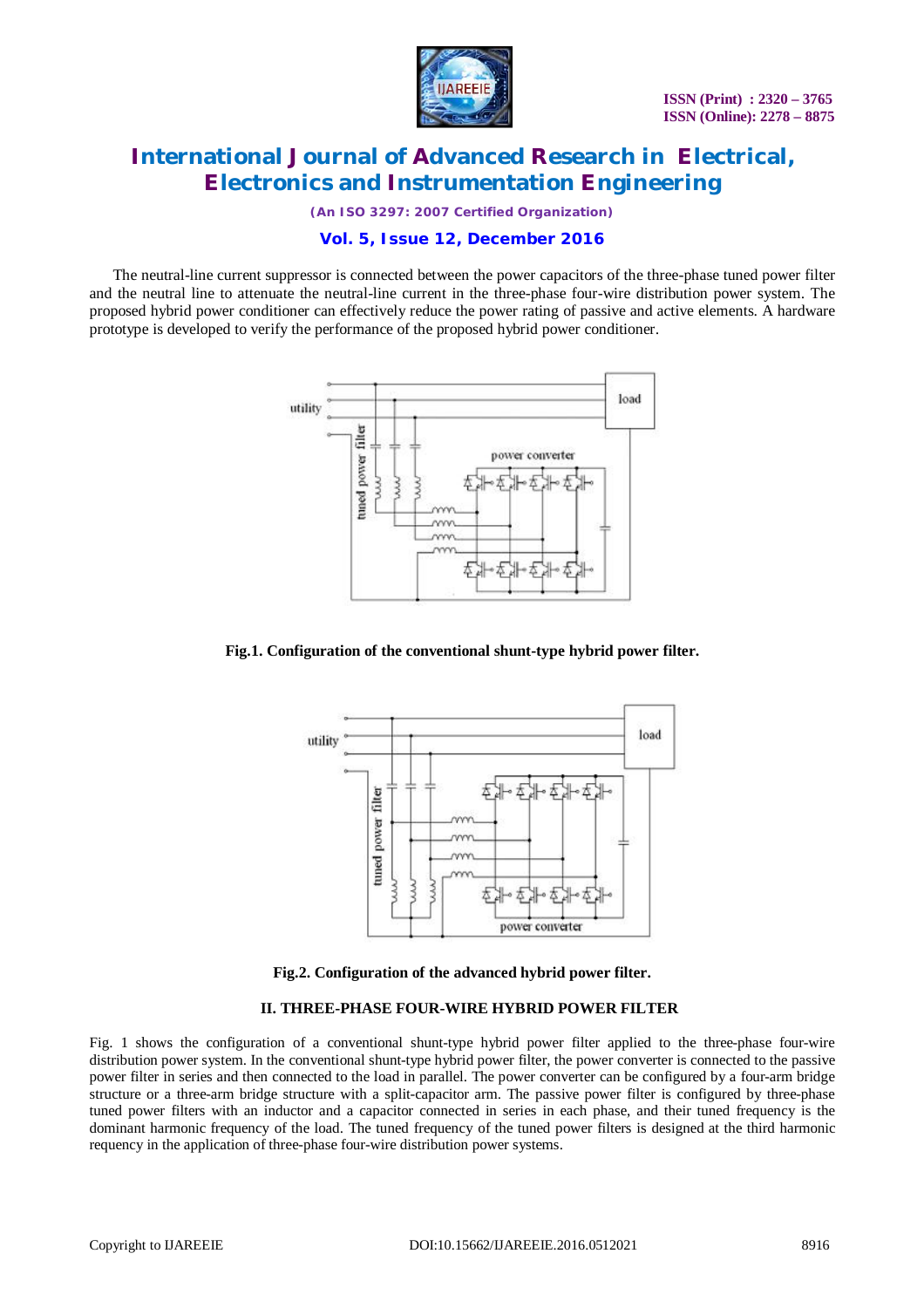The neutral-line current suppressor is connected between the power capacitors of the three-phase tuned power filter and the neutral line to attenuate the neutral-line current in the three-phase four-wire distribution power system. The proposed hybrid power conditioner can effectively reduce the power rating of passive and active elements. A hardware prototype is developed to verify the performance of the proposed hybrid power conditioner.

**Fig.1. Configuration of the conventional shunt-type hybrid power filter.**

**Fig.2. Configuration of the advanced hybrid power filter.**

## II. THREE-PHASE FOUR-WIRE HYBRID POWER FILTER

Fig. 1 shows the configuration of a conventional shunt-type hybrid power filter applied to the three-phase four-wire distribution power system. In the conventional shunt-type hybrid power filter, the power converter is connected to the passive power filter in series and then connected to the load in parallel. The power converter can be configured by a four-arm bridge structure or a three-arm bridge structure with a split-capacitor arm. The passive power filter is configured by three-phase tuned power filters with an inductor and a capacitor connected in series in each phase, and their tuned frequency is the dominant harmonic frequency of the load. The tuned frequency of the tuned power filters is designed at the third harmonic requency in the application of three-phase four-wire distribution power systems.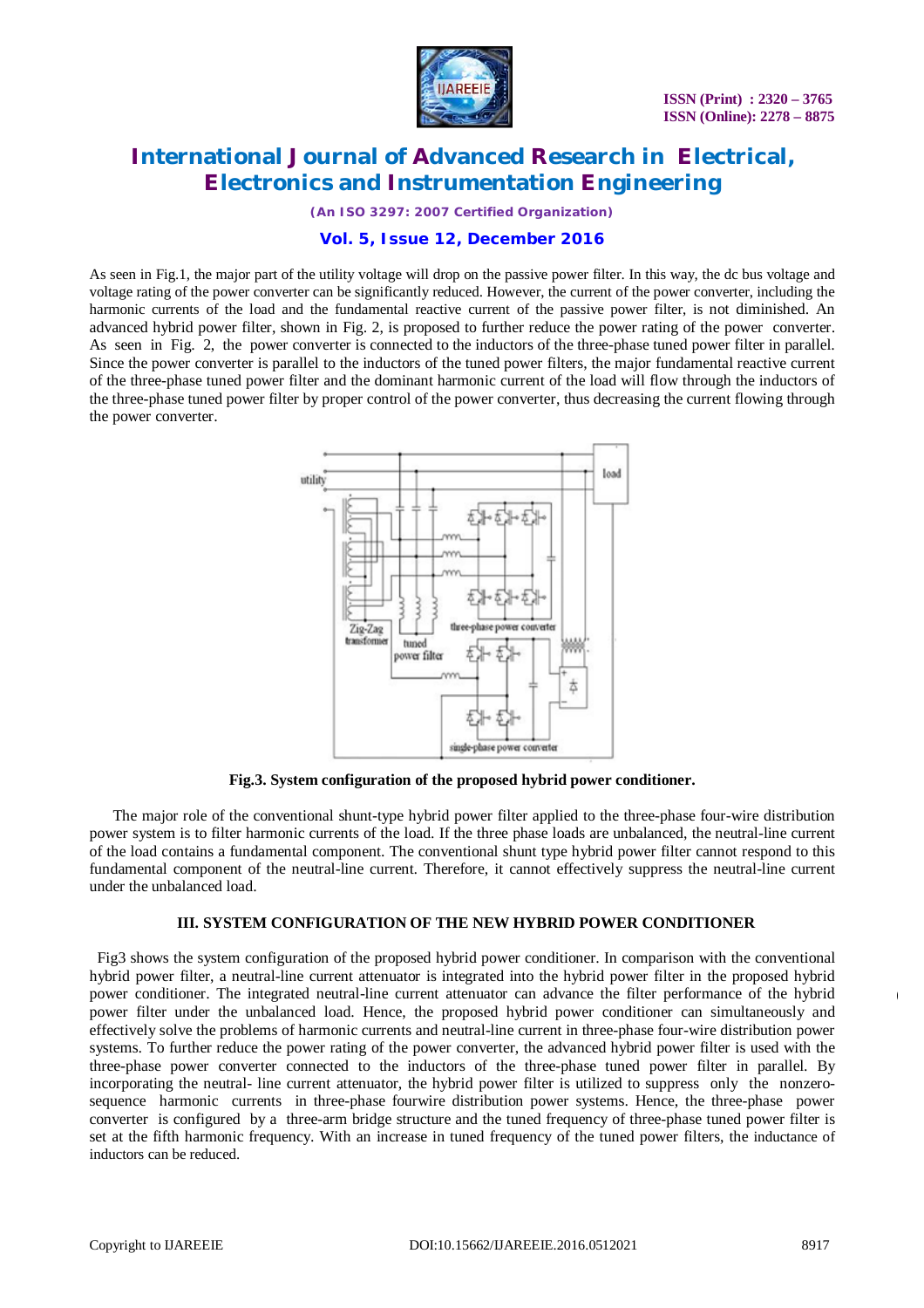As seen in Fig.1, the major part of the utility voltage will drop on the passive power filter. In this way, the dc bus voltage and voltage rating of the power converter can be significantly reduced. However, the current of the power converter, including the harmonic currents of the load and the fundamental reactive current of the passive power filter, is not diminished. An advanced hybrid power filter, shown in Fig. 2, is proposed to further reduce the power rating of the power converter. As seen in Fig. 2, the power converter is connected to the inductors of the three-phase tuned power filter in parallel. Since the power converter is parallel to the inductors of the tuned power filters, the major fundamental reactive current of the three-phase tuned power filter and the dominant harmonic current of the load will flow through the inductors of the three-phase tuned power filter by proper control of the power converter, thus decreasing the current flowing through the power converter.

**Fig.3. System configuration of the proposed hybrid power conditioner.**

The major role of the conventional shunt-type hybrid power filter applied to the three-phase four-wire distribution power system is to filter harmonic currents of the load. If the three phase loads are unbalanced, the neutral-line current of the load contains a fundamental component. The conventional shunt type hybrid power filter cannot respond to this fundamental component of the neutral-line current. Therefore, it cannot effectively suppress the neutral-line current under the unbalanced load.

### III. SYSTEM CONFIGURATION OF THE NEW HYBRID POWER CONDITIONER

Fig3 shows the system configuration of the proposed hybrid power conditioner. In comparison with the conventional hybrid power filter, a neutral-line current attenuator is integrated into the hybrid power filter in the proposed hybrid power conditioner. The integrated neutral-line current attenuator can advance the filter performance of the hybrid power filter under the unbalanced load. Hence, the proposed hybrid power conditioner can simultaneously and effectively solve the problems of harmonic currents and neutral-line current in three-phase four-wire distribution power systems. To further reduce the power rating of the power converter, the advanced hybrid power filter is used with the three-phase power converter connected to the inductors of the three-phase tuned power filter in parallel. By incorporating the neutral- line current attenuator, the hybrid power filter is utilized to suppress only the nonzero-sequence harmonic currents in three-phase fourwire distribution power systems. Hence, the three-phase power converter is configured by a three-arm bridge structure and the tuned frequency of three-phase tuned power filter is set at the fifth harmonic frequency. With an increase in tuned frequency of the tuned power filters, the inductance of inductors can be reduced.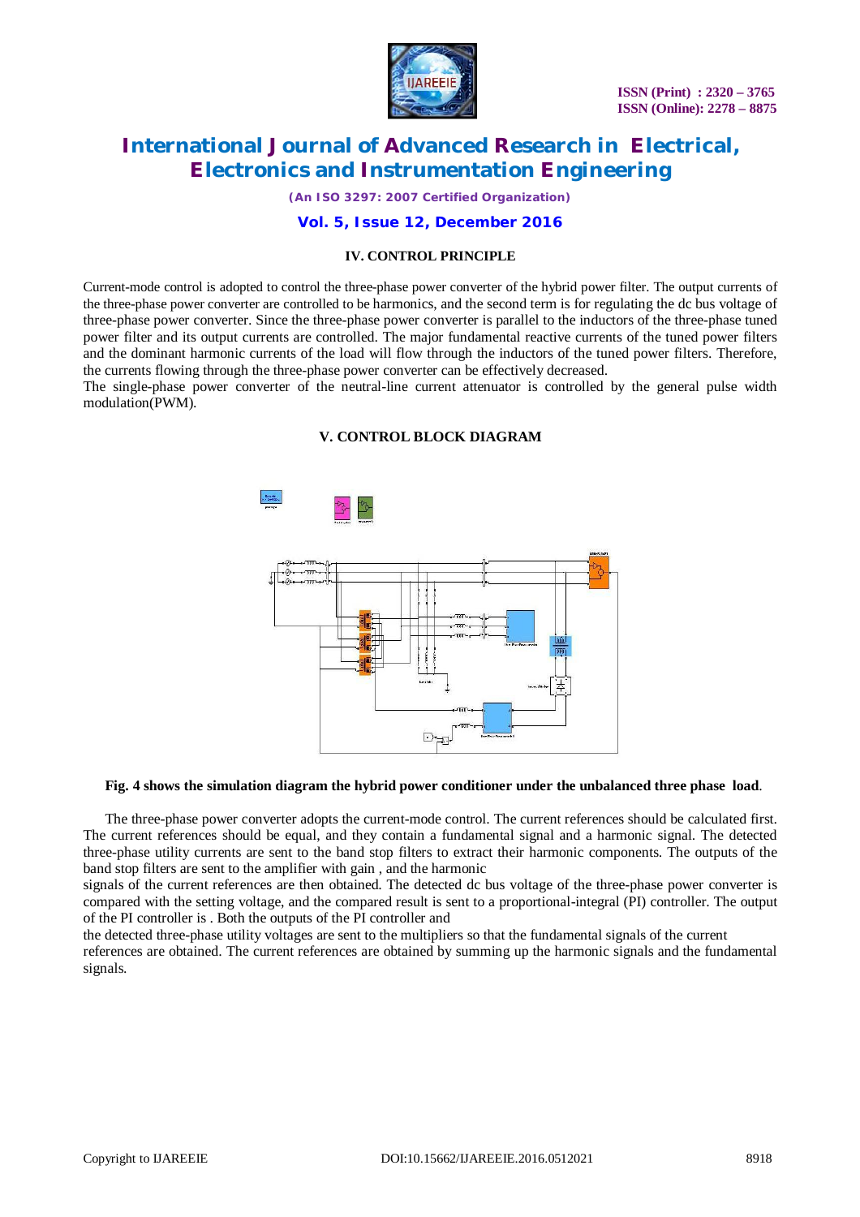## IV. CONTROL PRINCIPLE

Current-mode control is adopted to control the three-phase power converter of the hybrid power filter. The output currents of the three-phase power converter are controlled to be harmonics, and the second term is for regulating the dc bus voltage of three-phase power converter. Since the three-phase power converter is parallel to the inductors of the three-phase tuned power filter and its output currents are controlled. The major fundamental reactive currents of the tuned power filters and the dominant harmonic currents of the load will flow through the inductors of the tuned power filters. Therefore, the currents flowing through the three-phase power converter can be effectively decreased.
The single-phase power converter of the neutral-line current attenuator is controlled by the general pulse width modulation(PWM).

## V. CONTROL BLOCK DIAGRAM

**Fig. 4 shows the simulation diagram the hybrid power conditioner under the unbalanced three phase load**.

The three-phase power converter adopts the current-mode control. The current references should be calculated first. The current references should be equal, and they contain a fundamental signal and a harmonic signal. The detected three-phase utility currents are sent to the band stop filters to extract their harmonic components. The outputs of the band stop filters are sent to the amplifier with gain , and the harmonic
signals of the current references are then obtained. The detected dc bus voltage of the three-phase power converter is compared with the setting voltage, and the compared result is sent to a proportional-integral (PI) controller. The output of the PI controller is . Both the outputs of the PI controller and
the detected three-phase utility voltages are sent to the multipliers so that the fundamental signals of the current
references are obtained. The current references are obtained by summing up the harmonic signals and the fundamental signals.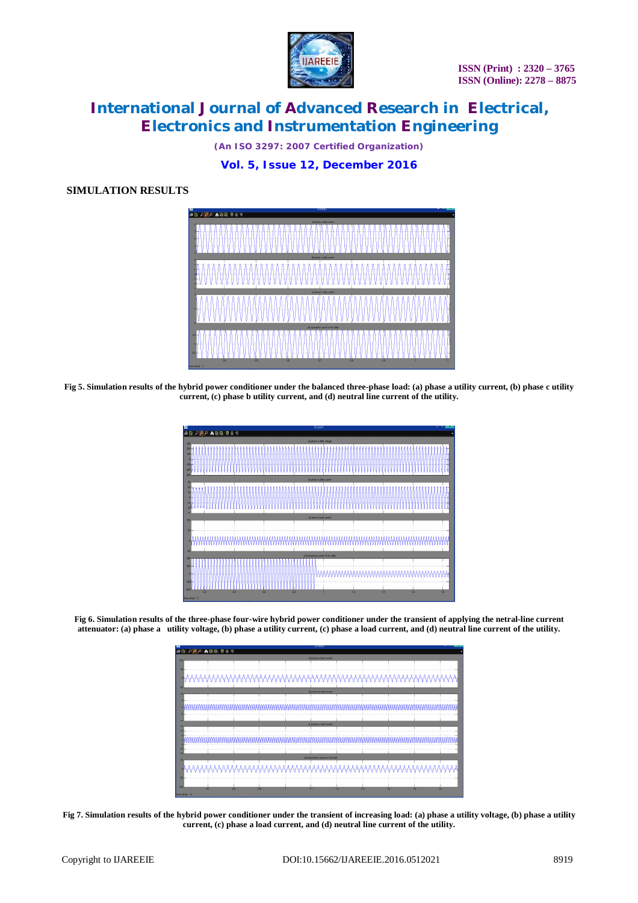**SIMULATION RESULTS**

Fig 5. Simulation results of the hybrid power conditioner under the balanced three-phase load: (a) phase a utility current, (b) phase c utility current, (c) phase b utility current, and (d) neutral line current of the utility.

Fig 6. Simulation results of the three-phase four-wire hybrid power conditioner under the transient of applying the netral-line current attenuator: (a) phase a utility voltage, (b) phase a utility current, (c) phase a load current, and (d) neutral line current of the utility.

Fig 7. Simulation results of the hybrid power conditioner under the transient of increasing load: (a) phase a utility voltage, (b) phase a utility current, (c) phase a load current, and (d) neutral line current of the utility.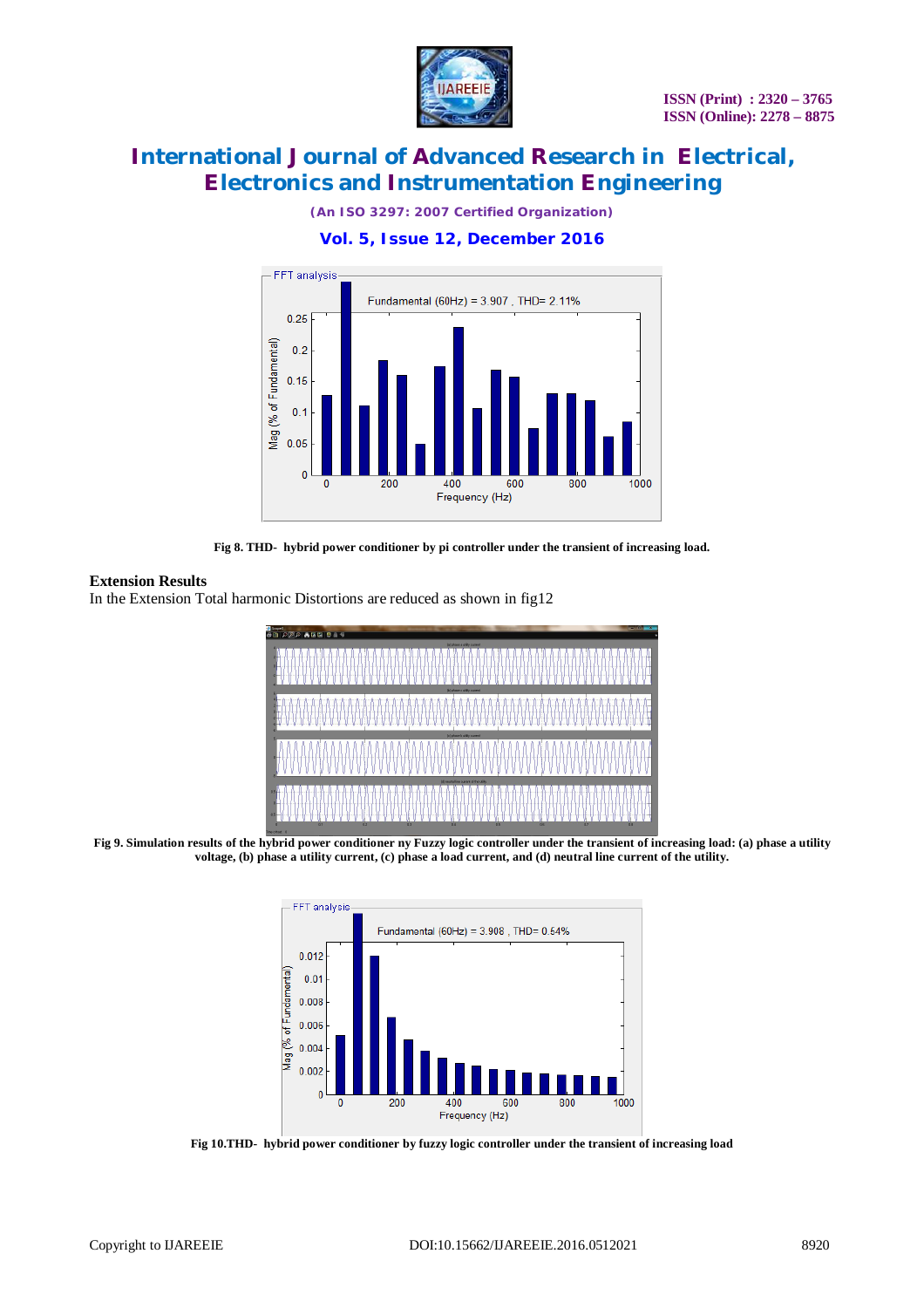Fig 8. THD- hybrid power conditioner by pi controller under the transient of increasing load.

**Extension Results**

In the Extension Total harmonic Distortions are reduced as shown in fig12

Fig 9. Simulation results of the hybrid power conditioner ny Fuzzy logic controller under the transient of increasing load: (a) phase a utility voltage, (b) phase a utility current, (c) phase a load current, and (d) neutral line current of the utility.

Fig 10.THD- hybrid power conditioner by fuzzy logic controller under the transient of increasing load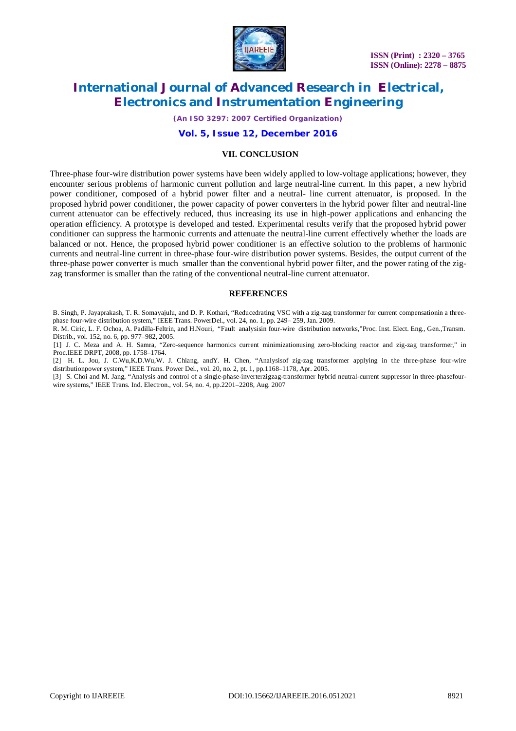## VII. CONCLUSION

Three-phase four-wire distribution power systems have been widely applied to low-voltage applications; however, they encounter serious problems of harmonic current pollution and large neutral-line current. In this paper, a new hybrid power conditioner, composed of a hybrid power filter and a neutral- line current attenuator, is proposed. In the proposed hybrid power conditioner, the power capacity of power converters in the hybrid power filter and neutral-line current attenuator can be effectively reduced, thus increasing its use in high-power applications and enhancing the operation efficiency. A prototype is developed and tested. Experimental results verify that the proposed hybrid power conditioner can suppress the harmonic currents and attenuate the neutral-line current effectively whether the loads are balanced or not. Hence, the proposed hybrid power conditioner is an effective solution to the problems of harmonic currents and neutral-line current in three-phase four-wire distribution power systems. Besides, the output current of the three-phase power converter is much smaller than the conventional hybrid power filter, and the power rating of the zig-zag transformer is smaller than the rating of the conventional neutral-line current attenuator.

## REFERENCES

B. Singh, P. Jayaprakash, T. R. Somayajulu, and D. P. Kothari, "Reducedrating VSC with a zig-zag transformer for current compensationin a three-phase four-wire distribution system," IEEE Trans. PowerDel., vol. 24, no. 1, pp. 249– 259, Jan. 2009.

R. M. Ciric, L. F. Ochoa, A. Padilla-Feltrin, and H.Nouri, "Fault analysisin four-wire distribution networks,"Proc. Inst. Elect. Eng., Gen.,Transm. Distrib., vol. 152, no. 6, pp. 977–982, 2005.

[1] J. C. Meza and A. H. Samra, "Zero-sequence harmonics current minimizationusing zero-blocking reactor and zig-zag transformer," in Proc.IEEE DRPT, 2008, pp. 1758–1764.

[2] H. L. Jou, J. C.Wu,K.D.Wu,W. J. Chiang, andY. H. Chen, "Analysisof zig-zag transformer applying in the three-phase four-wire distributionpower system," IEEE Trans. Power Del., vol. 20, no. 2, pt. 1, pp.1168–1178, Apr. 2005.

[3] S. Choi and M. Jang, "Analysis and control of a single-phase-inverterzigzag-transformer hybrid neutral-current suppressor in three-phasefour-wire systems," IEEE Trans. Ind. Electron., vol. 54, no. 4, pp.2201–2208, Aug. 2007